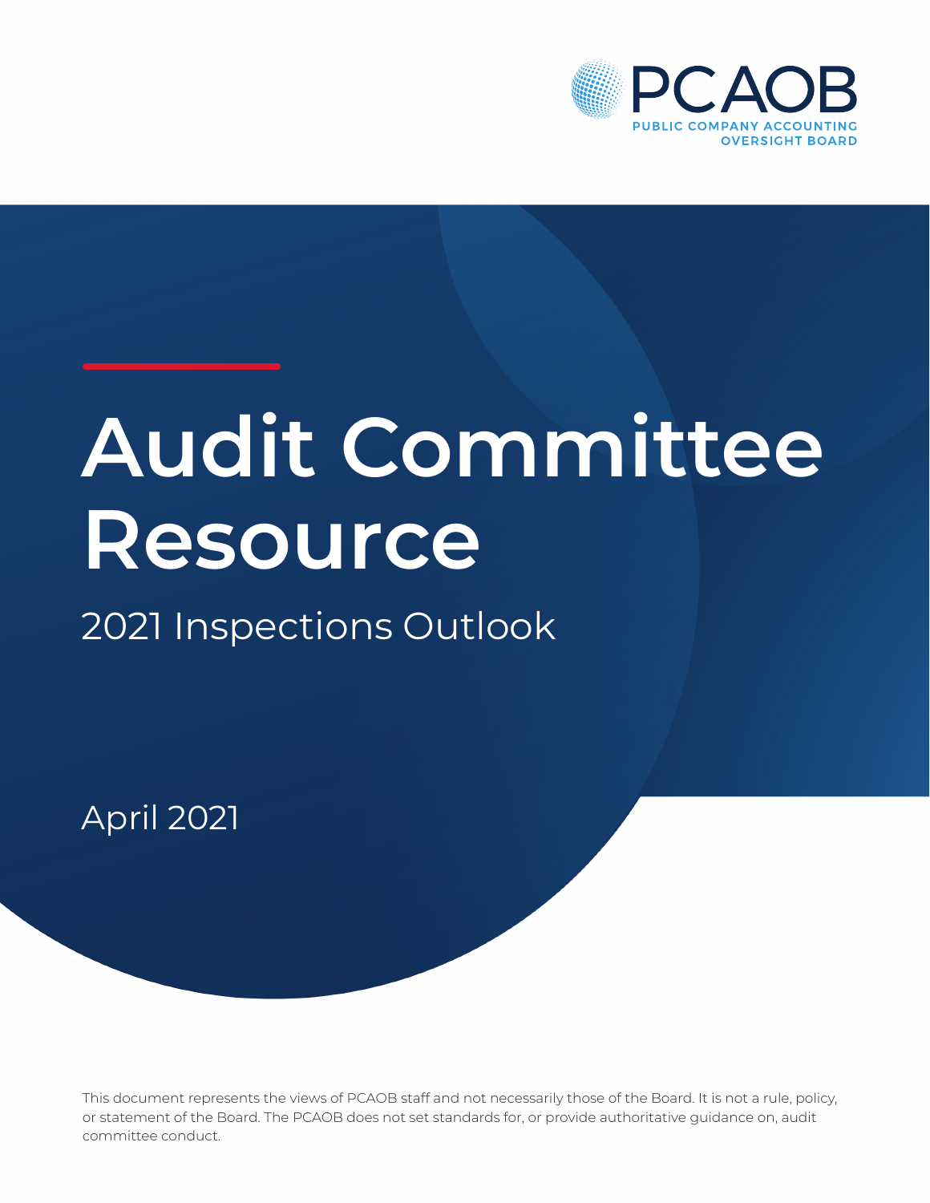PCAOB

PUBLIC COMPANY ACCOUNTING OVERSIGHT BOARD

# Audit Committee Resource

## 2021 Inspections Outlook

April 2021

This document represents the views of PCAOB staff and not necessarily those of the Board. It is not a rule, policy, or statement of the Board. The PCAOB does not set standards for, or provide authoritative guidance on, audit committee conduct.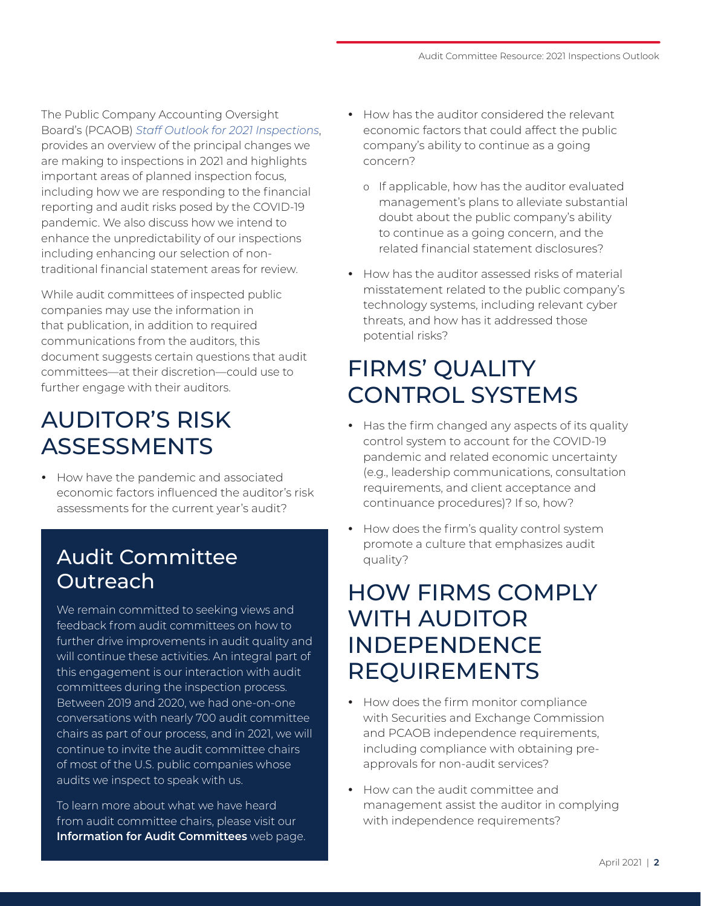The Public Company Accounting Oversight Board's (PCAOB) *Staff Outlook for 2021 Inspections*, provides an overview of the principal changes we are making to inspections in 2021 and highlights important areas of planned inspection focus, including how we are responding to the financial reporting and audit risks posed by the COVID-19 pandemic. We also discuss how we intend to enhance the unpredictability of our inspections including enhancing our selection of non-traditional financial statement areas for review.

While audit committees of inspected public companies may use the information in that publication, in addition to required communications from the auditors, this document suggests certain questions that audit committees—at their discretion—could use to further engage with their auditors.

## AUDITOR'S RISK ASSESSMENTS

- How have the pandemic and associated economic factors influenced the auditor's risk assessments for the current year's audit?
- How has the auditor considered the relevant economic factors that could affect the public company's ability to continue as a going concern?
    - If applicable, how has the auditor evaluated management's plans to alleviate substantial doubt about the public company's ability to continue as a going concern, and the related financial statement disclosures?
- How has the auditor assessed risks of material misstatement related to the public company's technology systems, including relevant cyber threats, and how has it addressed those potential risks?

### Audit Committee Outreach

We remain committed to seeking views and feedback from audit committees on how to further drive improvements in audit quality and will continue these activities. An integral part of this engagement is our interaction with audit committees during the inspection process. Between 2019 and 2020, we had one-on-one conversations with nearly 700 audit committee chairs as part of our process, and in 2021, we will continue to invite the audit committee chairs of most of the U.S. public companies whose audits we inspect to speak with us.

To learn more about what we have heard from audit committee chairs, please visit our **Information for Audit Committees** web page.

## FIRMS' QUALITY CONTROL SYSTEMS

- Has the firm changed any aspects of its quality control system to account for the COVID-19 pandemic and related economic uncertainty (e.g., leadership communications, consultation requirements, and client acceptance and continuance procedures)? If so, how?
- How does the firm's quality control system promote a culture that emphasizes audit quality?

## HOW FIRMS COMPLY WITH AUDITOR INDEPENDENCE REQUIREMENTS

- How does the firm monitor compliance with Securities and Exchange Commission and PCAOB independence requirements, including compliance with obtaining pre-approvals for non-audit services?
- How can the audit committee and management assist the auditor in complying with independence requirements?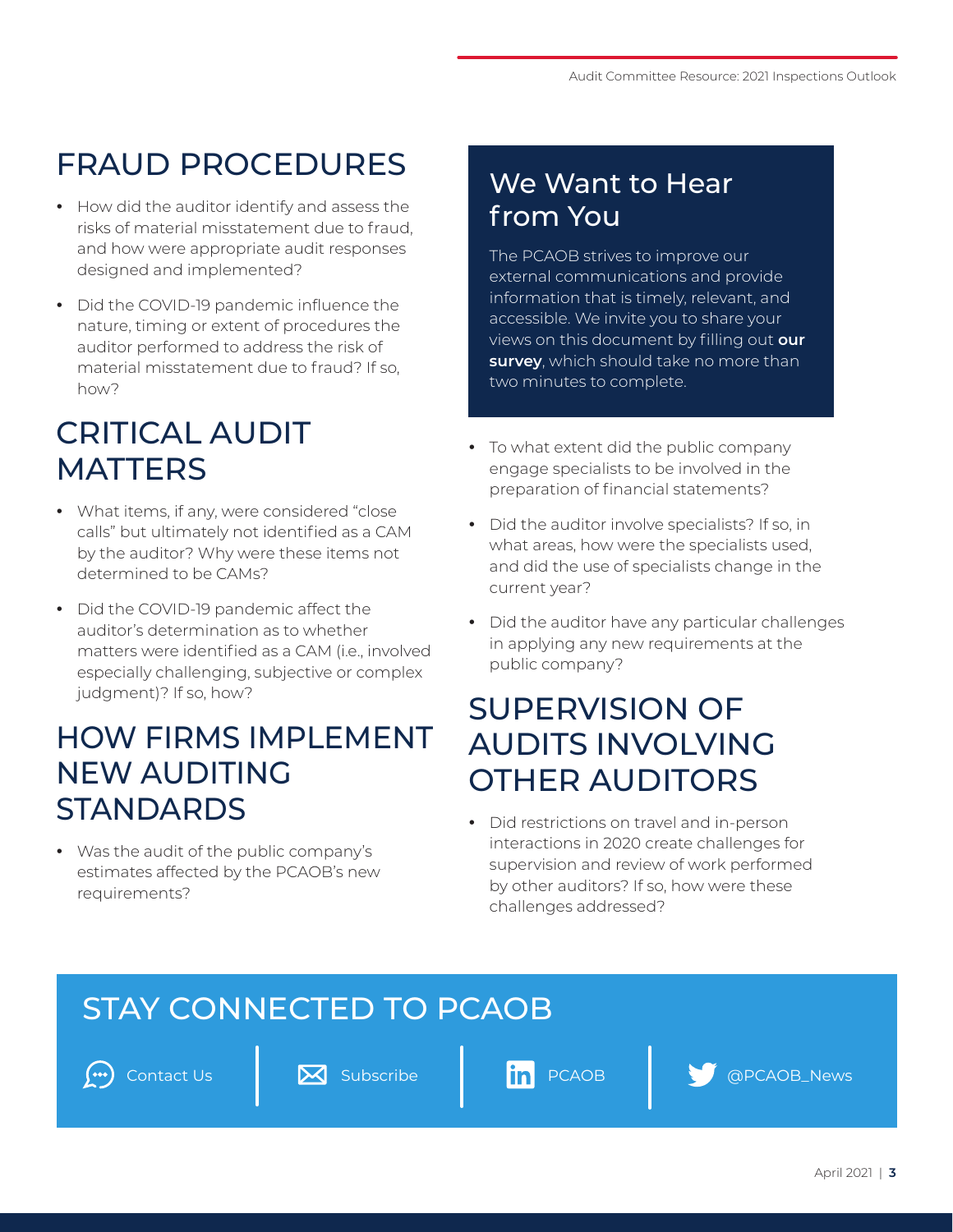## FRAUD PROCEDURES

- How did the auditor identify and assess the risks of material misstatement due to fraud, and how were appropriate audit responses designed and implemented?
- Did the COVID-19 pandemic influence the nature, timing or extent of procedures the auditor performed to address the risk of material misstatement due to fraud? If so, how?

## CRITICAL AUDIT MATTERS

- What items, if any, were considered "close calls" but ultimately not identified as a CAM by the auditor? Why were these items not determined to be CAMs?
- Did the COVID-19 pandemic affect the auditor's determination as to whether matters were identified as a CAM (i.e., involved especially challenging, subjective or complex judgment)? If so, how?

## HOW FIRMS IMPLEMENT NEW AUDITING STANDARDS

- Was the audit of the public company's estimates affected by the PCAOB's new requirements?
- To what extent did the public company engage specialists to be involved in the preparation of financial statements?
- Did the auditor involve specialists? If so, in what areas, how were the specialists used, and did the use of specialists change in the current year?
- Did the auditor have any particular challenges in applying any new requirements at the public company?

## SUPERVISION OF AUDITS INVOLVING OTHER AUDITORS

- Did restrictions on travel and in-person interactions in 2020 create challenges for supervision and review of work performed by other auditors? If so, how were these challenges addressed?

### We Want to Hear from You

The PCAOB strives to improve our external communications and provide information that is timely, relevant, and accessible. We invite you to share your views on this document by filling out **our survey**, which should take no more than two minutes to complete.

## STAY CONNECTED TO PCAOB

Contact Us | Subscribe | PCAOB | @PCAOB_News